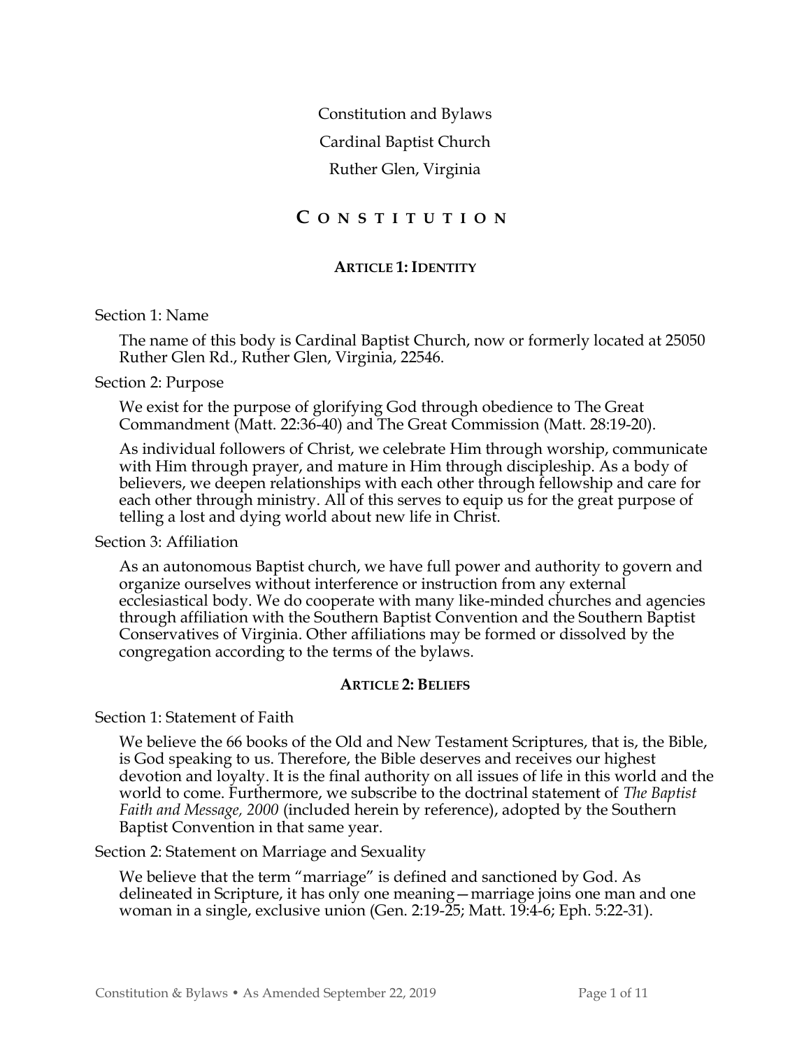Constitution and Bylaws

Cardinal Baptist Church

Ruther Glen, Virginia

# CONSTITUTION

## ARTICLE 1: IDENTITY

Section 1: Name

The name of this body is Cardinal Baptist Church, now or formerly located at 25050 Ruther Glen Rd., Ruther Glen, Virginia, 22546.

Section 2: Purpose

We exist for the purpose of glorifying God through obedience to The Great Commandment (Matt. 22:36-40) and The Great Commission (Matt. 28:19-20).

As individual followers of Christ, we celebrate Him through worship, communicate with Him through prayer, and mature in Him through discipleship. As a body of believers, we deepen relationships with each other through fellowship and care for each other through ministry. All of this serves to equip us for the great purpose of telling a lost and dying world about new life in Christ.

Section 3: Affiliation

As an autonomous Baptist church, we have full power and authority to govern and organize ourselves without interference or instruction from any external ecclesiastical body. We do cooperate with many like-minded churches and agencies through affiliation with the Southern Baptist Convention and the Southern Baptist Conservatives of Virginia. Other affiliations may be formed or dissolved by the congregation according to the terms of the bylaws.

## ARTICLE 2: BELIEFS

Section 1: Statement of Faith

We believe the 66 books of the Old and New Testament Scriptures, that is, the Bible, is God speaking to us. Therefore, the Bible deserves and receives our highest devotion and loyalty. It is the final authority on all issues of life in this world and the world to come. Furthermore, we subscribe to the doctrinal statement of *The Baptist Faith and Message, 2000* (included herein by reference), adopted by the Southern Baptist Convention in that same year.

Section 2: Statement on Marriage and Sexuality

We believe that the term "marriage" is defined and sanctioned by God. As delineated in Scripture, it has only one meaning—marriage joins one man and one woman in a single, exclusive union (Gen. 2:19-25; Matt. 19:4-6; Eph. 5:22-31).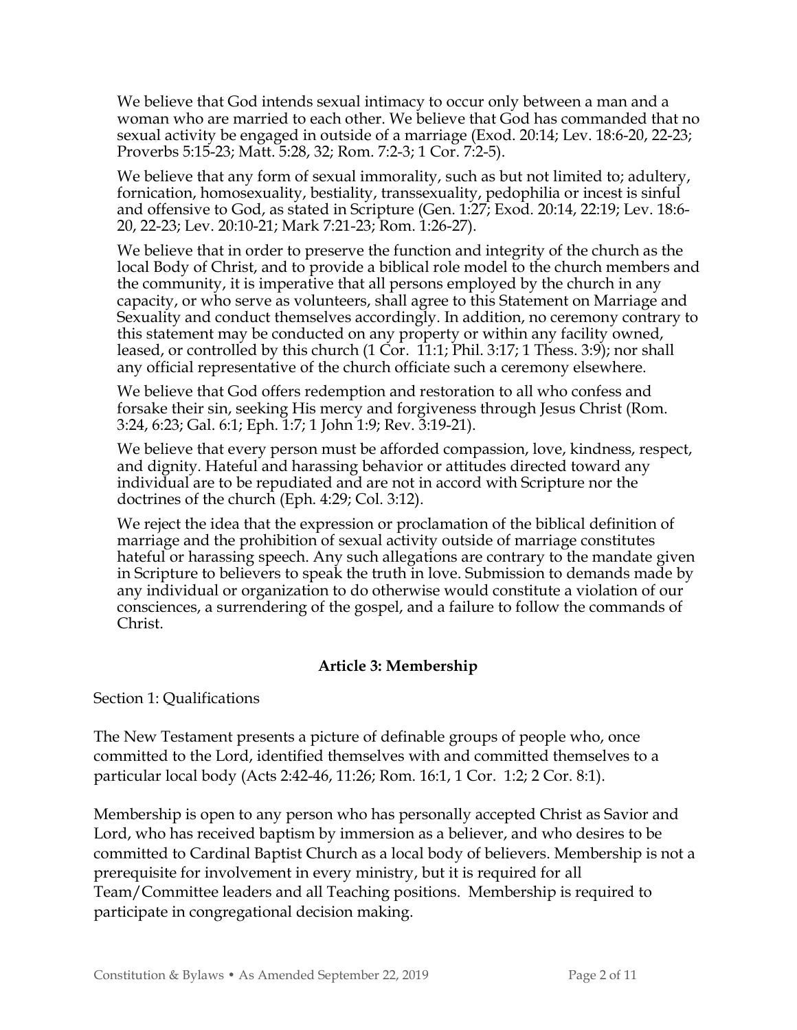We believe that God intends sexual intimacy to occur only between a man and a woman who are married to each other. We believe that God has commanded that no sexual activity be engaged in outside of a marriage (Exod. 20:14; Lev. 18:6-20, 22-23; Proverbs 5:15-23; Matt. 5:28, 32; Rom. 7:2-3; 1 Cor. 7:2-5).

We believe that any form of sexual immorality, such as but not limited to; adultery, fornication, homosexuality, bestiality, transsexuality, pedophilia or incest is sinful and offensive to God, as stated in Scripture (Gen. 1:27; Exod. 20:14, 22:19; Lev. 18:6-20, 22-23; Lev. 20:10-21; Mark 7:21-23; Rom. 1:26-27).

We believe that in order to preserve the function and integrity of the church as the local Body of Christ, and to provide a biblical role model to the church members and the community, it is imperative that all persons employed by the church in any capacity, or who serve as volunteers, shall agree to this Statement on Marriage and Sexuality and conduct themselves accordingly. In addition, no ceremony contrary to this statement may be conducted on any property or within any facility owned, leased, or controlled by this church (1 Cor. 11:1; Phil. 3:17; 1 Thess. 3:9); nor shall any official representative of the church officiate such a ceremony elsewhere.

We believe that God offers redemption and restoration to all who confess and forsake their sin, seeking His mercy and forgiveness through Jesus Christ (Rom. 3:24, 6:23; Gal. 6:1; Eph. 1:7; 1 John 1:9; Rev. 3:19-21).

We believe that every person must be afforded compassion, love, kindness, respect, and dignity. Hateful and harassing behavior or attitudes directed toward any individual are to be repudiated and are not in accord with Scripture nor the doctrines of the church (Eph. 4:29; Col. 3:12).

We reject the idea that the expression or proclamation of the biblical definition of marriage and the prohibition of sexual activity outside of marriage constitutes hateful or harassing speech. Any such allegations are contrary to the mandate given in Scripture to believers to speak the truth in love. Submission to demands made by any individual or organization to do otherwise would constitute a violation of our consciences, a surrendering of the gospel, and a failure to follow the commands of Christ.

## Article 3: Membership

Section 1: Qualifications

The New Testament presents a picture of definable groups of people who, once committed to the Lord, identified themselves with and committed themselves to a particular local body (Acts 2:42-46, 11:26; Rom. 16:1, 1 Cor. 1:2; 2 Cor. 8:1).

Membership is open to any person who has personally accepted Christ as Savior and Lord, who has received baptism by immersion as a believer, and who desires to be committed to Cardinal Baptist Church as a local body of believers. Membership is not a prerequisite for involvement in every ministry, but it is required for all Team/Committee leaders and all Teaching positions. Membership is required to participate in congregational decision making.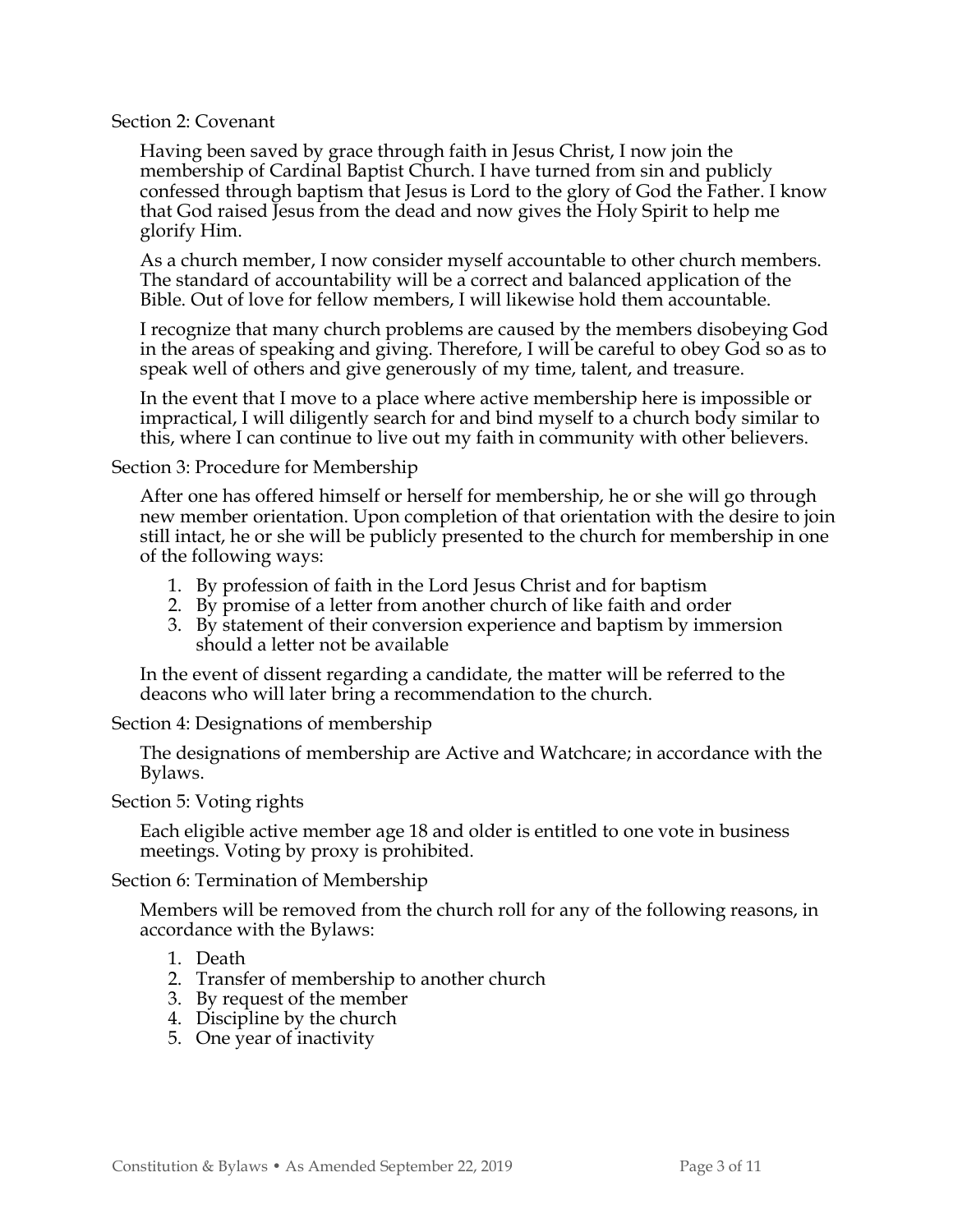### Section 2: Covenant

Having been saved by grace through faith in Jesus Christ, I now join the membership of Cardinal Baptist Church. I have turned from sin and publicly confessed through baptism that Jesus is Lord to the glory of God the Father. I know that God raised Jesus from the dead and now gives the Holy Spirit to help me glorify Him.

As a church member, I now consider myself accountable to other church members. The standard of accountability will be a correct and balanced application of the Bible. Out of love for fellow members, I will likewise hold them accountable.

I recognize that many church problems are caused by the members disobeying God in the areas of speaking and giving. Therefore, I will be careful to obey God so as to speak well of others and give generously of my time, talent, and treasure.

In the event that I move to a place where active membership here is impossible or impractical, I will diligently search for and bind myself to a church body similar to this, where I can continue to live out my faith in community with other believers.

### Section 3: Procedure for Membership

After one has offered himself or herself for membership, he or she will go through new member orientation. Upon completion of that orientation with the desire to join still intact, he or she will be publicly presented to the church for membership in one of the following ways:

1. By profession of faith in the Lord Jesus Christ and for baptism
2. By promise of a letter from another church of like faith and order
3. By statement of their conversion experience and baptism by immersion should a letter not be available

In the event of dissent regarding a candidate, the matter will be referred to the deacons who will later bring a recommendation to the church.

### Section 4: Designations of membership

The designations of membership are Active and Watchcare; in accordance with the Bylaws.

### Section 5: Voting rights

Each eligible active member age 18 and older is entitled to one vote in business meetings. Voting by proxy is prohibited.

### Section 6: Termination of Membership

Members will be removed from the church roll for any of the following reasons, in accordance with the Bylaws:

1. Death
2. Transfer of membership to another church
3. By request of the member
4. Discipline by the church
5. One year of inactivity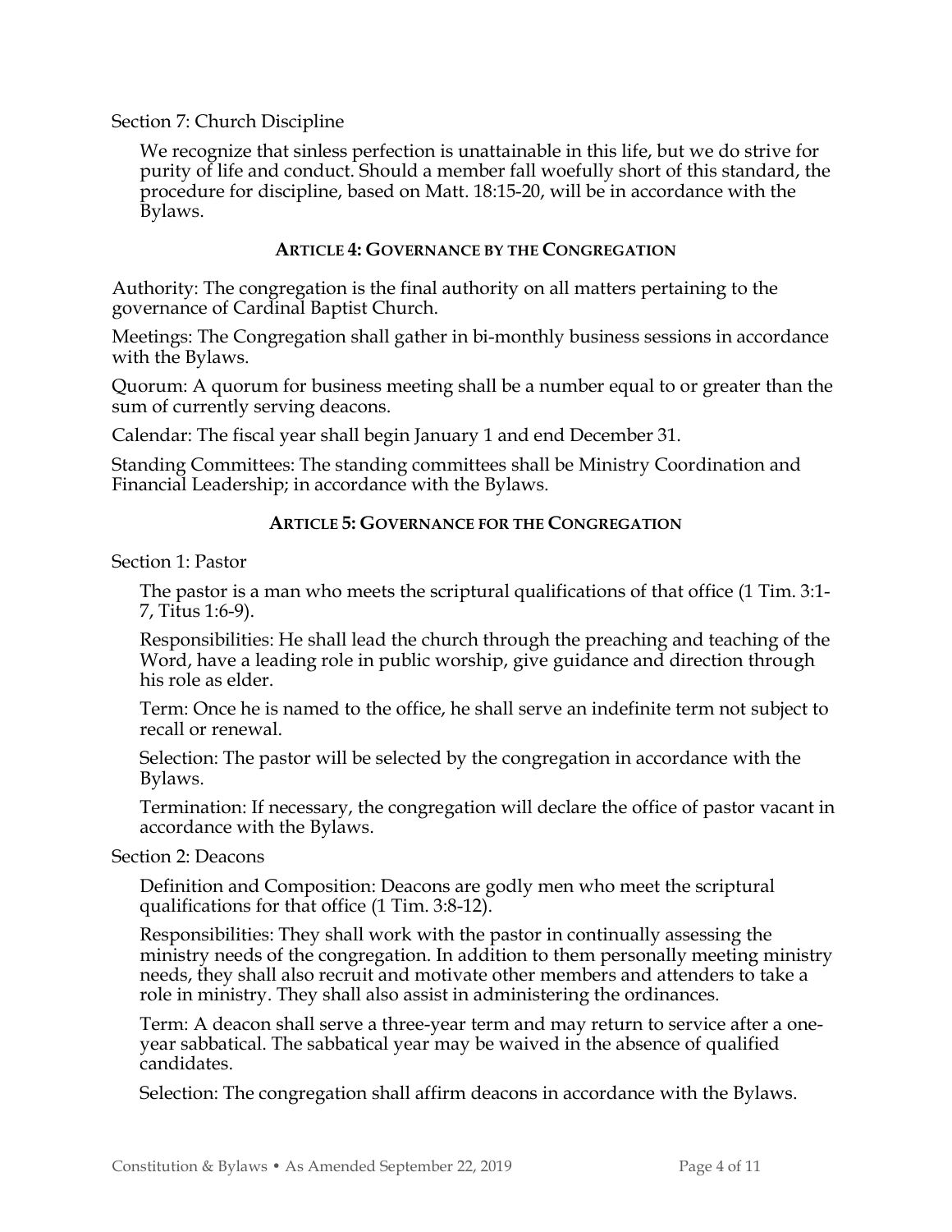Section 7: Church Discipline

We recognize that sinless perfection is unattainable in this life, but we do strive for purity of life and conduct. Should a member fall woefully short of this standard, the procedure for discipline, based on Matt. 18:15-20, will be in accordance with the Bylaws.

## ARTICLE 4: GOVERNANCE BY THE CONGREGATION

Authority: The congregation is the final authority on all matters pertaining to the governance of Cardinal Baptist Church.

Meetings: The Congregation shall gather in bi-monthly business sessions in accordance with the Bylaws.

Quorum: A quorum for business meeting shall be a number equal to or greater than the sum of currently serving deacons.

Calendar: The fiscal year shall begin January 1 and end December 31.

Standing Committees: The standing committees shall be Ministry Coordination and Financial Leadership; in accordance with the Bylaws.

## ARTICLE 5: GOVERNANCE FOR THE CONGREGATION

Section 1: Pastor

The pastor is a man who meets the scriptural qualifications of that office (1 Tim. 3:1-7, Titus 1:6-9).

Responsibilities: He shall lead the church through the preaching and teaching of the Word, have a leading role in public worship, give guidance and direction through his role as elder.

Term: Once he is named to the office, he shall serve an indefinite term not subject to recall or renewal.

Selection: The pastor will be selected by the congregation in accordance with the Bylaws.

Termination: If necessary, the congregation will declare the office of pastor vacant in accordance with the Bylaws.

Section 2: Deacons

Definition and Composition: Deacons are godly men who meet the scriptural qualifications for that office (1 Tim. 3:8-12).

Responsibilities: They shall work with the pastor in continually assessing the ministry needs of the congregation. In addition to them personally meeting ministry needs, they shall also recruit and motivate other members and attenders to take a role in ministry. They shall also assist in administering the ordinances.

Term: A deacon shall serve a three-year term and may return to service after a one-year sabbatical. The sabbatical year may be waived in the absence of qualified candidates.

Selection: The congregation shall affirm deacons in accordance with the Bylaws.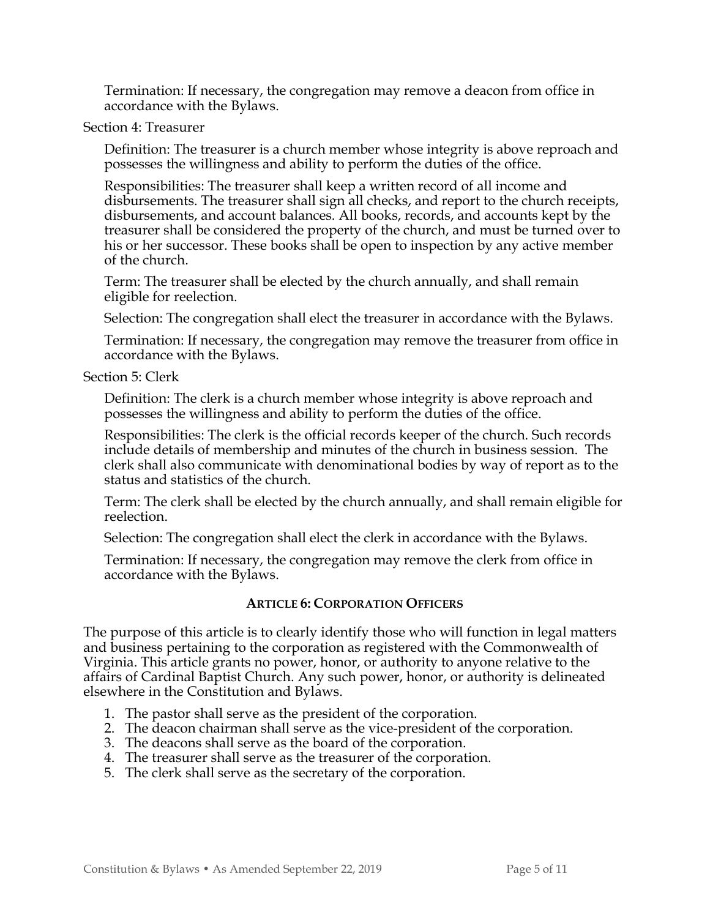Termination: If necessary, the congregation may remove a deacon from office in accordance with the Bylaws.

Section 4: Treasurer

Definition: The treasurer is a church member whose integrity is above reproach and possesses the willingness and ability to perform the duties of the office.

Responsibilities: The treasurer shall keep a written record of all income and disbursements. The treasurer shall sign all checks, and report to the church receipts, disbursements, and account balances. All books, records, and accounts kept by the treasurer shall be considered the property of the church, and must be turned over to his or her successor. These books shall be open to inspection by any active member of the church.

Term: The treasurer shall be elected by the church annually, and shall remain eligible for reelection.

Selection: The congregation shall elect the treasurer in accordance with the Bylaws.

Termination: If necessary, the congregation may remove the treasurer from office in accordance with the Bylaws.

Section 5: Clerk

Definition: The clerk is a church member whose integrity is above reproach and possesses the willingness and ability to perform the duties of the office.

Responsibilities: The clerk is the official records keeper of the church. Such records include details of membership and minutes of the church in business session. The clerk shall also communicate with denominational bodies by way of report as to the status and statistics of the church.

Term: The clerk shall be elected by the church annually, and shall remain eligible for reelection.

Selection: The congregation shall elect the clerk in accordance with the Bylaws.

Termination: If necessary, the congregation may remove the clerk from office in accordance with the Bylaws.

## Article 6: Corporation Officers

The purpose of this article is to clearly identify those who will function in legal matters and business pertaining to the corporation as registered with the Commonwealth of Virginia. This article grants no power, honor, or authority to anyone relative to the affairs of Cardinal Baptist Church. Any such power, honor, or authority is delineated elsewhere in the Constitution and Bylaws.

1. The pastor shall serve as the president of the corporation.
2. The deacon chairman shall serve as the vice-president of the corporation.
3. The deacons shall serve as the board of the corporation.
4. The treasurer shall serve as the treasurer of the corporation.
5. The clerk shall serve as the secretary of the corporation.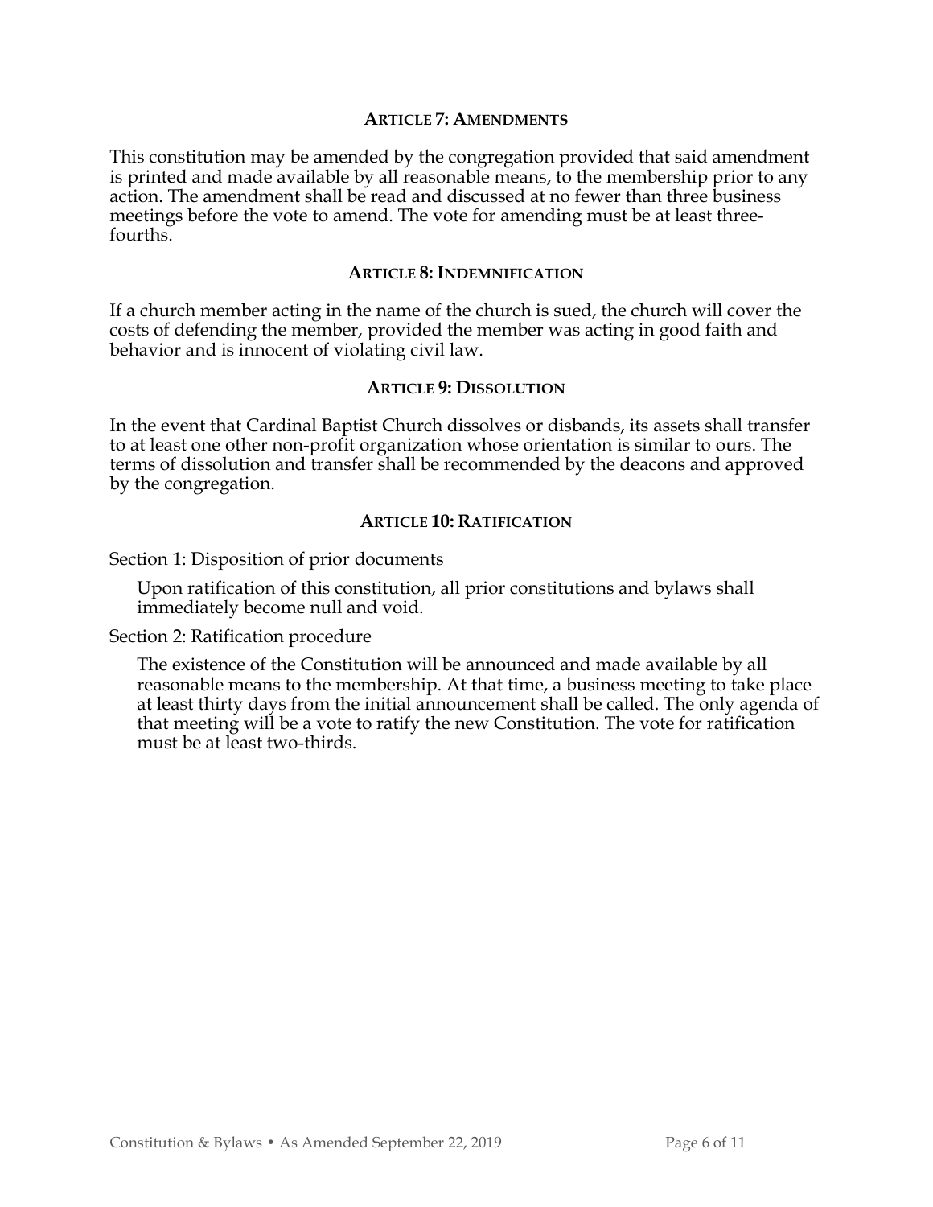## ARTICLE 7: AMENDMENTS

This constitution may be amended by the congregation provided that said amendment is printed and made available by all reasonable means, to the membership prior to any action. The amendment shall be read and discussed at no fewer than three business meetings before the vote to amend. The vote for amending must be at least three-fourths.

## ARTICLE 8: INDEMNIFICATION

If a church member acting in the name of the church is sued, the church will cover the costs of defending the member, provided the member was acting in good faith and behavior and is innocent of violating civil law.

## ARTICLE 9: DISSOLUTION

In the event that Cardinal Baptist Church dissolves or disbands, its assets shall transfer to at least one other non-profit organization whose orientation is similar to ours. The terms of dissolution and transfer shall be recommended by the deacons and approved by the congregation.

## ARTICLE 10: RATIFICATION

Section 1: Disposition of prior documents

Upon ratification of this constitution, all prior constitutions and bylaws shall immediately become null and void.

Section 2: Ratification procedure

The existence of the Constitution will be announced and made available by all reasonable means to the membership. At that time, a business meeting to take place at least thirty days from the initial announcement shall be called. The only agenda of that meeting will be a vote to ratify the new Constitution. The vote for ratification must be at least two-thirds.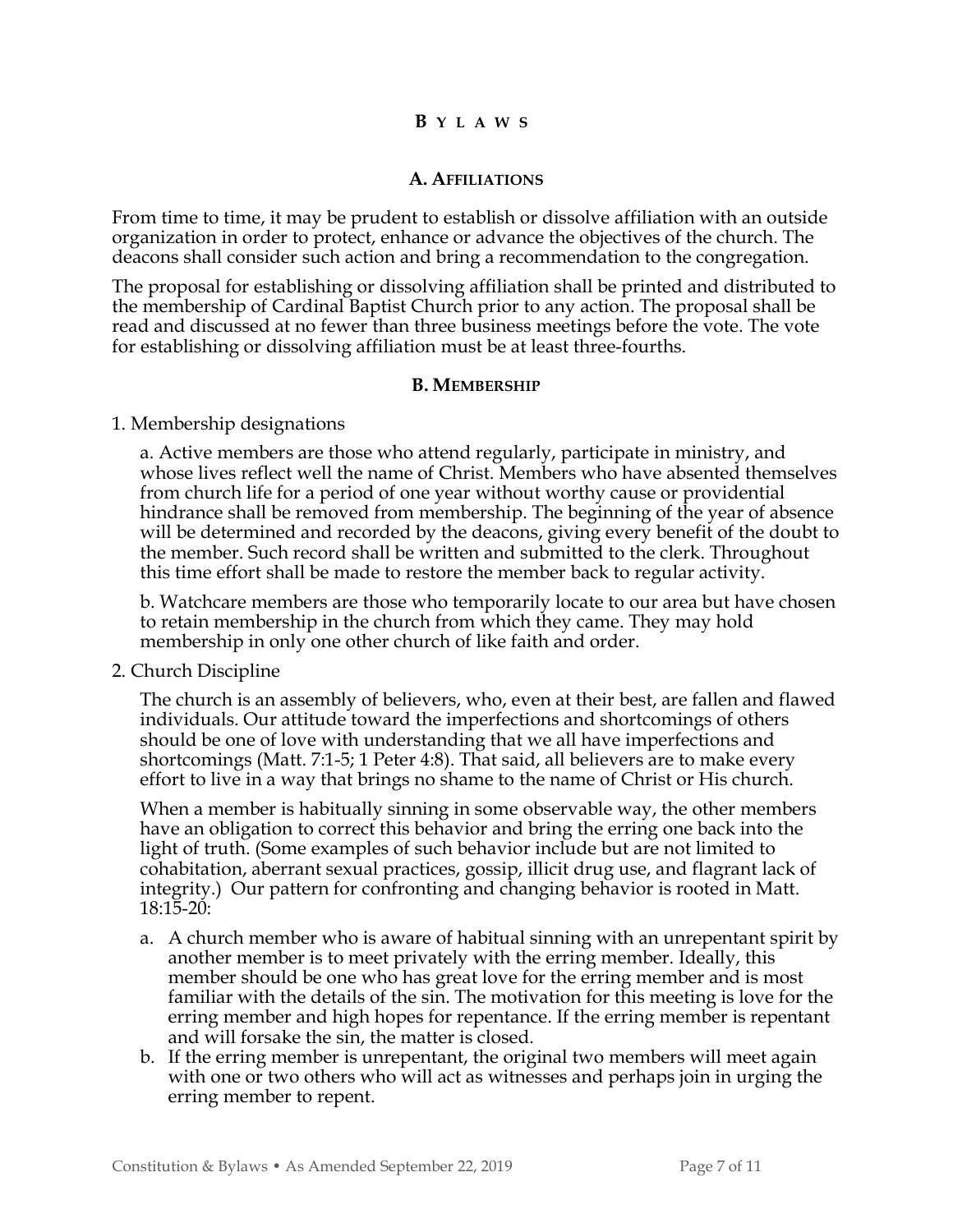# Bylaws

## A. Affiliations

From time to time, it may be prudent to establish or dissolve affiliation with an outside organization in order to protect, enhance or advance the objectives of the church. The deacons shall consider such action and bring a recommendation to the congregation.

The proposal for establishing or dissolving affiliation shall be printed and distributed to the membership of Cardinal Baptist Church prior to any action. The proposal shall be read and discussed at no fewer than three business meetings before the vote. The vote for establishing or dissolving affiliation must be at least three-fourths.

## B. Membership

1. Membership designations

   a. Active members are those who attend regularly, participate in ministry, and whose lives reflect well the name of Christ. Members who have absented themselves from church life for a period of one year without worthy cause or providential hindrance shall be removed from membership. The beginning of the year of absence will be determined and recorded by the deacons, giving every benefit of the doubt to the member. Such record shall be written and submitted to the clerk. Throughout this time effort shall be made to restore the member back to regular activity.

   b. Watchcare members are those who temporarily locate to our area but have chosen to retain membership in the church from which they came. They may hold membership in only one other church of like faith and order.

2. Church Discipline

   The church is an assembly of believers, who, even at their best, are fallen and flawed individuals. Our attitude toward the imperfections and shortcomings of others should be one of love with understanding that we all have imperfections and shortcomings (Matt. 7:1-5; 1 Peter 4:8). That said, all believers are to make every effort to live in a way that brings no shame to the name of Christ or His church.

   When a member is habitually sinning in some observable way, the other members have an obligation to correct this behavior and bring the erring one back into the light of truth. (Some examples of such behavior include but are not limited to cohabitation, aberrant sexual practices, gossip, illicit drug use, and flagrant lack of integrity.) Our pattern for confronting and changing behavior is rooted in Matt. 18:15-20:

   a. A church member who is aware of habitual sinning with an unrepentant spirit by another member is to meet privately with the erring member. Ideally, this member should be one who has great love for the erring member and is most familiar with the details of the sin. The motivation for this meeting is love for the erring member and high hopes for repentance. If the erring member is repentant and will forsake the sin, the matter is closed.
   b. If the erring member is unrepentant, the original two members will meet again with one or two others who will act as witnesses and perhaps join in urging the erring member to repent.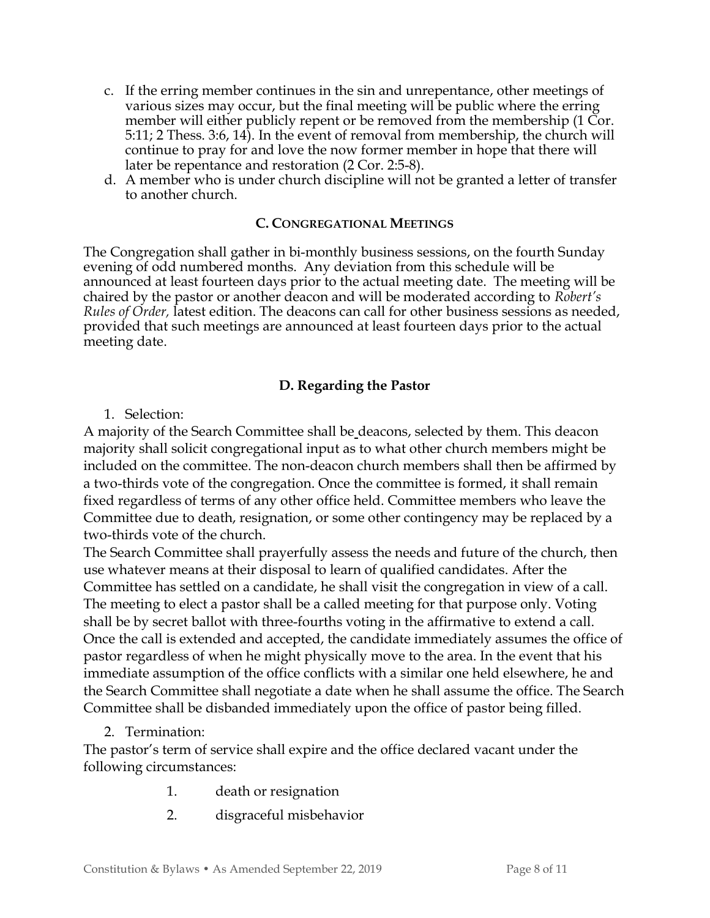c. If the erring member continues in the sin and unrepentance, other meetings of various sizes may occur, but the final meeting will be public where the erring member will either publicly repent or be removed from the membership (1 Cor. 5:11; 2 Thess. 3:6, 14). In the event of removal from membership, the church will continue to pray for and love the now former member in hope that there will later be repentance and restoration (2 Cor. 2:5-8).

d. A member who is under church discipline will not be granted a letter of transfer to another church.

### C. CONGREGATIONAL MEETINGS

The Congregation shall gather in bi-monthly business sessions, on the fourth Sunday evening of odd numbered months. Any deviation from this schedule will be announced at least fourteen days prior to the actual meeting date. The meeting will be chaired by the pastor or another deacon and will be moderated according to *Robert's Rules of Order,* latest edition. The deacons can call for other business sessions as needed, provided that such meetings are announced at least fourteen days prior to the actual meeting date.

### D. Regarding the Pastor

1. Selection:

A majority of the Search Committee shall be deacons, selected by them. This deacon majority shall solicit congregational input as to what other church members might be included on the committee. The non-deacon church members shall then be affirmed by a two-thirds vote of the congregation. Once the committee is formed, it shall remain fixed regardless of terms of any other office held. Committee members who leave the Committee due to death, resignation, or some other contingency may be replaced by a two-thirds vote of the church.

The Search Committee shall prayerfully assess the needs and future of the church, then use whatever means at their disposal to learn of qualified candidates. After the Committee has settled on a candidate, he shall visit the congregation in view of a call. The meeting to elect a pastor shall be a called meeting for that purpose only. Voting shall be by secret ballot with three-fourths voting in the affirmative to extend a call. Once the call is extended and accepted, the candidate immediately assumes the office of pastor regardless of when he might physically move to the area. In the event that his immediate assumption of the office conflicts with a similar one held elsewhere, he and the Search Committee shall negotiate a date when he shall assume the office. The Search Committee shall be disbanded immediately upon the office of pastor being filled.

2. Termination:

The pastor's term of service shall expire and the office declared vacant under the following circumstances:

1. death or resignation
2. disgraceful misbehavior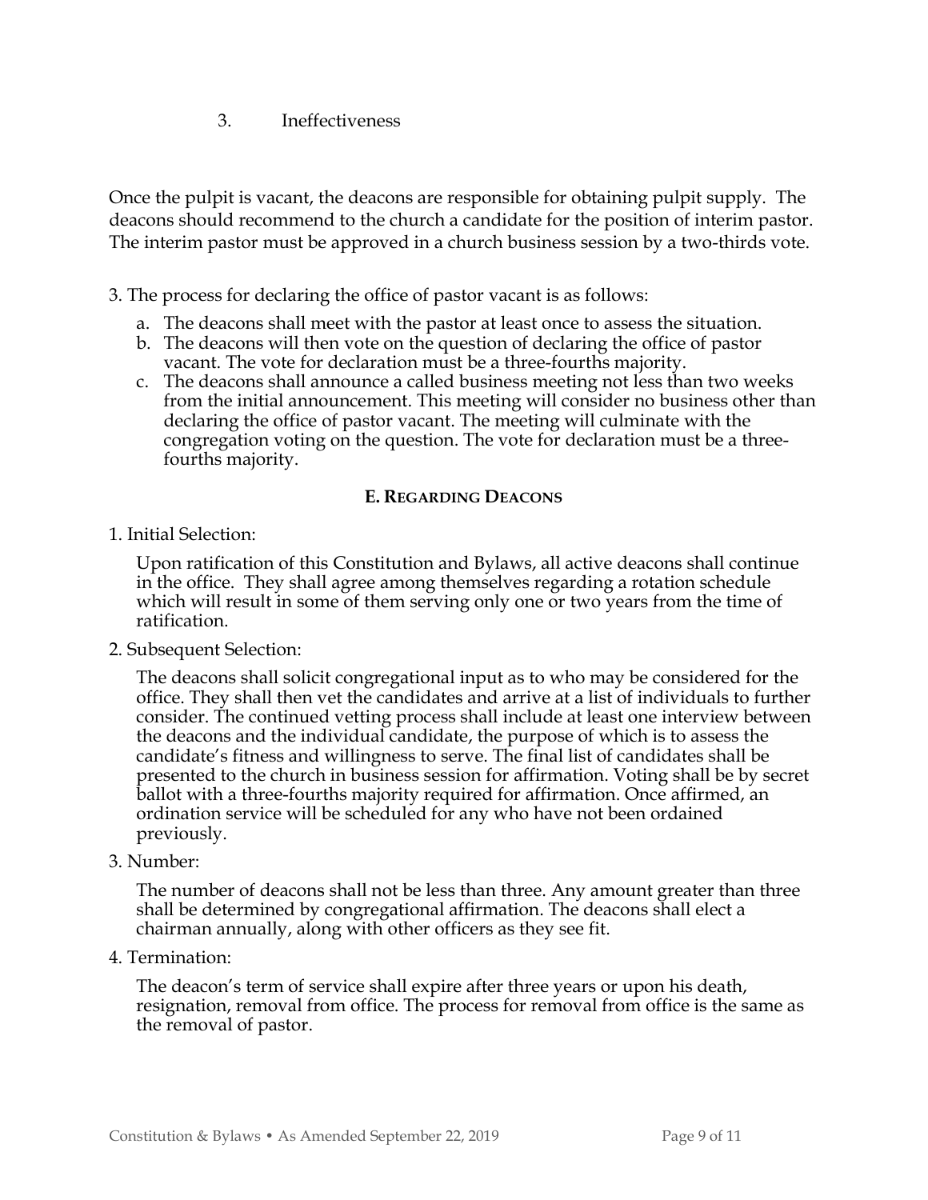3. Ineffectiveness

Once the pulpit is vacant, the deacons are responsible for obtaining pulpit supply. The deacons should recommend to the church a candidate for the position of interim pastor. The interim pastor must be approved in a church business session by a two-thirds vote.

3. The process for declaring the office of pastor vacant is as follows:

   a. The deacons shall meet with the pastor at least once to assess the situation.
   b. The deacons will then vote on the question of declaring the office of pastor vacant. The vote for declaration must be a three-fourths majority.
   c. The deacons shall announce a called business meeting not less than two weeks from the initial announcement. This meeting will consider no business other than declaring the office of pastor vacant. The meeting will culminate with the congregation voting on the question. The vote for declaration must be a three-fourths majority.

### E. Regarding Deacons

1. Initial Selection:

   Upon ratification of this Constitution and Bylaws, all active deacons shall continue in the office. They shall agree among themselves regarding a rotation schedule which will result in some of them serving only one or two years from the time of ratification.

2. Subsequent Selection:

   The deacons shall solicit congregational input as to who may be considered for the office. They shall then vet the candidates and arrive at a list of individuals to further consider. The continued vetting process shall include at least one interview between the deacons and the individual candidate, the purpose of which is to assess the candidate's fitness and willingness to serve. The final list of candidates shall be presented to the church in business session for affirmation. Voting shall be by secret ballot with a three-fourths majority required for affirmation. Once affirmed, an ordination service will be scheduled for any who have not been ordained previously.

3. Number:

   The number of deacons shall not be less than three. Any amount greater than three shall be determined by congregational affirmation. The deacons shall elect a chairman annually, along with other officers as they see fit.

4. Termination:

   The deacon's term of service shall expire after three years or upon his death, resignation, removal from office. The process for removal from office is the same as the removal of pastor.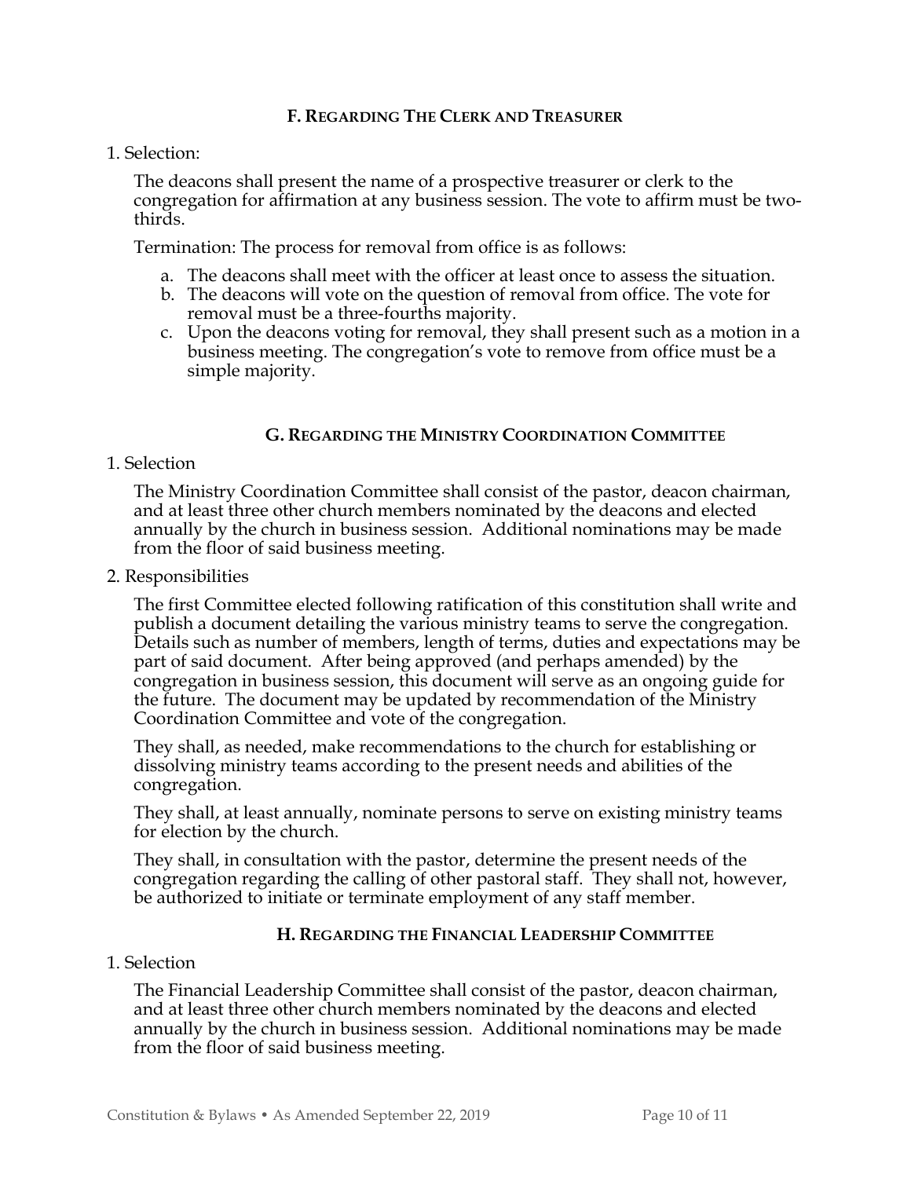### F. Regarding The Clerk and Treasurer

1. Selection:

   The deacons shall present the name of a prospective treasurer or clerk to the congregation for affirmation at any business session. The vote to affirm must be two-thirds.

   Termination: The process for removal from office is as follows:

   a. The deacons shall meet with the officer at least once to assess the situation.
   b. The deacons will vote on the question of removal from office. The vote for removal must be a three-fourths majority.
   c. Upon the deacons voting for removal, they shall present such as a motion in a business meeting. The congregation's vote to remove from office must be a simple majority.

### G. Regarding the Ministry Coordination Committee

1. Selection

   The Ministry Coordination Committee shall consist of the pastor, deacon chairman, and at least three other church members nominated by the deacons and elected annually by the church in business session. Additional nominations may be made from the floor of said business meeting.

2. Responsibilities

   The first Committee elected following ratification of this constitution shall write and publish a document detailing the various ministry teams to serve the congregation. Details such as number of members, length of terms, duties and expectations may be part of said document. After being approved (and perhaps amended) by the congregation in business session, this document will serve as an ongoing guide for the future. The document may be updated by recommendation of the Ministry Coordination Committee and vote of the congregation.

   They shall, as needed, make recommendations to the church for establishing or dissolving ministry teams according to the present needs and abilities of the congregation.

   They shall, at least annually, nominate persons to serve on existing ministry teams for election by the church.

   They shall, in consultation with the pastor, determine the present needs of the congregation regarding the calling of other pastoral staff. They shall not, however, be authorized to initiate or terminate employment of any staff member.

### H. Regarding the Financial Leadership Committee

1. Selection

   The Financial Leadership Committee shall consist of the pastor, deacon chairman, and at least three other church members nominated by the deacons and elected annually by the church in business session. Additional nominations may be made from the floor of said business meeting.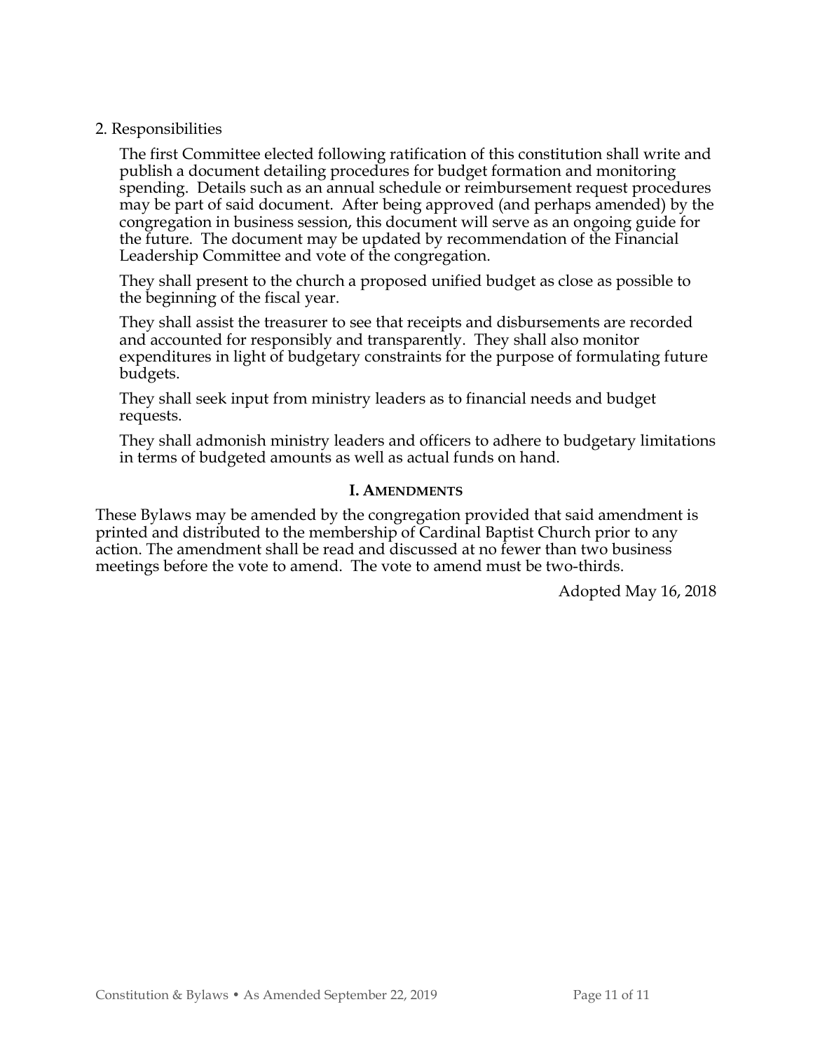2. Responsibilities

The first Committee elected following ratification of this constitution shall write and publish a document detailing procedures for budget formation and monitoring spending. Details such as an annual schedule or reimbursement request procedures may be part of said document. After being approved (and perhaps amended) by the congregation in business session, this document will serve as an ongoing guide for the future. The document may be updated by recommendation of the Financial Leadership Committee and vote of the congregation.

They shall present to the church a proposed unified budget as close as possible to the beginning of the fiscal year.

They shall assist the treasurer to see that receipts and disbursements are recorded and accounted for responsibly and transparently. They shall also monitor expenditures in light of budgetary constraints for the purpose of formulating future budgets.

They shall seek input from ministry leaders as to financial needs and budget requests.

They shall admonish ministry leaders and officers to adhere to budgetary limitations in terms of budgeted amounts as well as actual funds on hand.

## I. Amendments

These Bylaws may be amended by the congregation provided that said amendment is printed and distributed to the membership of Cardinal Baptist Church prior to any action. The amendment shall be read and discussed at no fewer than two business meetings before the vote to amend. The vote to amend must be two-thirds.

Adopted May 16, 2018